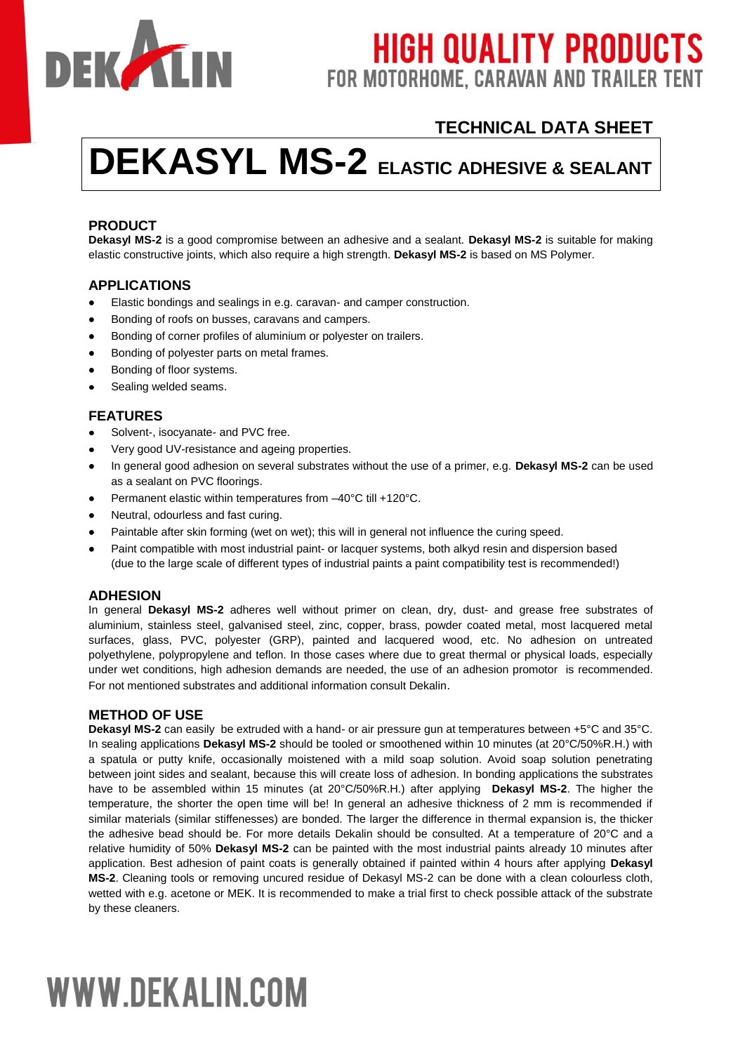HIGH QUALITY PRODUCTS
FOR MOTORHOME, CARAVAN AND TRAILER TENT

TECHNICAL DATA SHEET

# DEKASYL MS-2 ELASTIC ADHESIVE & SEALANT

## PRODUCT

**Dekasyl MS-2** is a good compromise between an adhesive and a sealant. **Dekasyl MS-2** is suitable for making elastic constructive joints, which also require a high strength. **Dekasyl MS-2** is based on MS Polymer.

## APPLICATIONS

- Elastic bondings and sealings in e.g. caravan- and camper construction.
- Bonding of roofs on busses, caravans and campers.
- Bonding of corner profiles of aluminium or polyester on trailers.
- Bonding of polyester parts on metal frames.
- Bonding of floor systems.
- Sealing welded seams.

## FEATURES

- Solvent-, isocyanate- and PVC free.
- Very good UV-resistance and ageing properties.
- In general good adhesion on several substrates without the use of a primer, e.g. **Dekasyl MS-2** can be used as a sealant on PVC floorings.
- Permanent elastic within temperatures from –40°C till +120°C.
- Neutral, odourless and fast curing.
- Paintable after skin forming (wet on wet); this will in general not influence the curing speed.
- Paint compatible with most industrial paint- or lacquer systems, both alkyd resin and dispersion based (due to the large scale of different types of industrial paints a paint compatibility test is recommended!)

## ADHESION

In general **Dekasyl MS-2** adheres well without primer on clean, dry, dust- and grease free substrates of aluminium, stainless steel, galvanised steel, zinc, copper, brass, powder coated metal, most lacquered metal surfaces, glass, PVC, polyester (GRP), painted and lacquered wood, etc. No adhesion on untreated polyethylene, polypropylene and teflon. In those cases where due to great thermal or physical loads, especially under wet conditions, high adhesion demands are needed, the use of an adhesion promotor is recommended. For not mentioned substrates and additional information consult Dekalin.

## METHOD OF USE

**Dekasyl MS-2** can easily be extruded with a hand- or air pressure gun at temperatures between +5°C and 35°C. In sealing applications **Dekasyl MS-2** should be tooled or smoothened within 10 minutes (at 20°C/50%R.H.) with a spatula or putty knife, occasionally moistened with a mild soap solution. Avoid soap solution penetrating between joint sides and sealant, because this will create loss of adhesion. In bonding applications the substrates have to be assembled within 15 minutes (at 20°C/50%R.H.) after applying **Dekasyl MS-2**. The higher the temperature, the shorter the open time will be! In general an adhesive thickness of 2 mm is recommended if similar materials (similar stiffenesses) are bonded. The larger the difference in thermal expansion is, the thicker the adhesive bead should be. For more details Dekalin should be consulted. At a temperature of 20°C and a relative humidity of 50% **Dekasyl MS-2** can be painted with the most industrial paints already 10 minutes after application. Best adhesion of paint coats is generally obtained if painted within 4 hours after applying **Dekasyl MS-2**. Cleaning tools or removing uncured residue of Dekasyl MS-2 can be done with a clean colourless cloth, wetted with e.g. acetone or MEK. It is recommended to make a trial first to check possible attack of the substrate by these cleaners.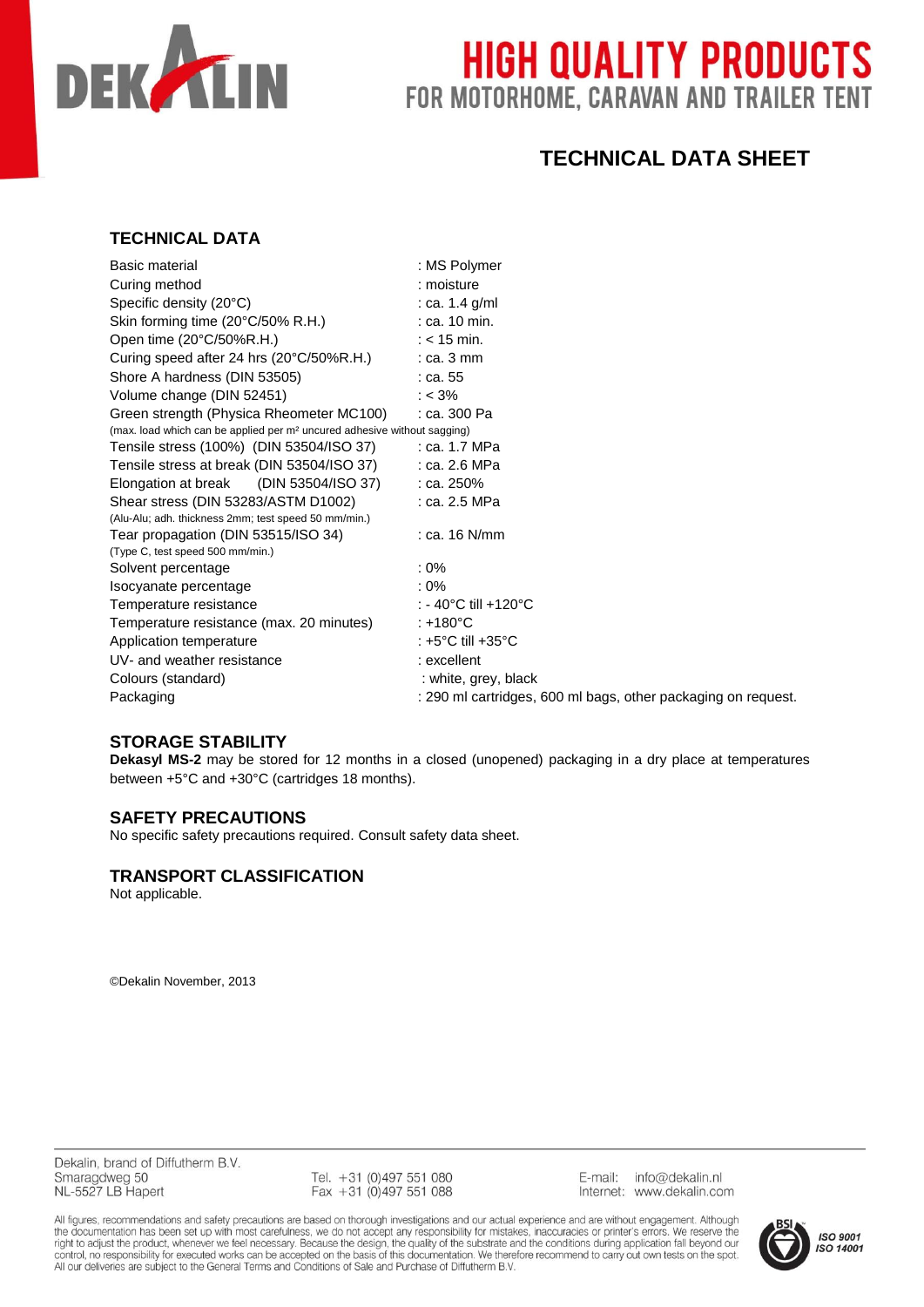# HIGH QUALITY PRODUCTS
FOR MOTORHOME, CARAVAN AND TRAILER TENT

## TECHNICAL DATA SHEET

### TECHNICAL DATA

| | |
|---|---|
| Basic material | : MS Polymer |
| Curing method | : moisture |
| Specific density (20°C) | : ca. 1.4 g/ml |
| Skin forming time (20°C/50% R.H.) | : ca. 10 min. |
| Open time (20°C/50%R.H.) | : < 15 min. |
| Curing speed after 24 hrs (20°C/50%R.H.) | : ca. 3 mm |
| Shore A hardness (DIN 53505) | : ca. 55 |
| Volume change (DIN 52451) | : < 3% |
| Green strength (Physica Rheometer MC100) (max. load which can be applied per m² uncured adhesive without sagging) | : ca. 300 Pa |
| Tensile stress (100%) (DIN 53504/ISO 37) | : ca. 1.7 MPa |
| Tensile stress at break (DIN 53504/ISO 37) | : ca. 2.6 MPa |
| Elongation at break (DIN 53504/ISO 37) | : ca. 250% |
| Shear stress (DIN 53283/ASTM D1002) (Alu-Alu; adh. thickness 2mm; test speed 50 mm/min.) | : ca. 2.5 MPa |
| Tear propagation (DIN 53515/ISO 34) (Type C, test speed 500 mm/min.) | : ca. 16 N/mm |
| Solvent percentage | : 0% |
| Isocyanate percentage | : 0% |
| Temperature resistance | : - 40°C till +120°C |
| Temperature resistance (max. 20 minutes) | : +180°C |
| Application temperature | : +5°C till +35°C |
| UV- and weather resistance | : excellent |
| Colours (standard) | : white, grey, black |
| Packaging | : 290 ml cartridges, 600 ml bags, other packaging on request. |

### STORAGE STABILITY
**Dekasyl MS-2** may be stored for 12 months in a closed (unopened) packaging in a dry place at temperatures between +5°C and +30°C (cartridges 18 months).

### SAFETY PRECAUTIONS
No specific safety precautions required. Consult safety data sheet.

### TRANSPORT CLASSIFICATION
Not applicable.

©Dekalin November, 2013

Dekalin, brand of Diffutherm B.V.
Smaragdweg 50
NL-5527 LB Hapert

Tel. +31 (0)497 551 080
Fax +31 (0)497 551 088

E-mail: info@dekalin.nl
Internet: www.dekalin.com

All figures, recommendations and safety precautions are based on thorough investigations and our actual experience and are without engagement. Although the documentation has been set up with most carefulness, we do not accept any responsibility for mistakes, inaccuracies or printer's errors. We reserve the right to adjust the product, whenever we feel necessary. Because the design, the quality of the substrate and the conditions during application fall beyond our control, no responsibility for executed works can be accepted on the basis of this documentation. We therefore recommend to carry out own tests on the spot. All our deliveries are subject to the General Terms and Conditions of Sale and Purchase of Diffutherm B.V.

ISO 9001
ISO 14001